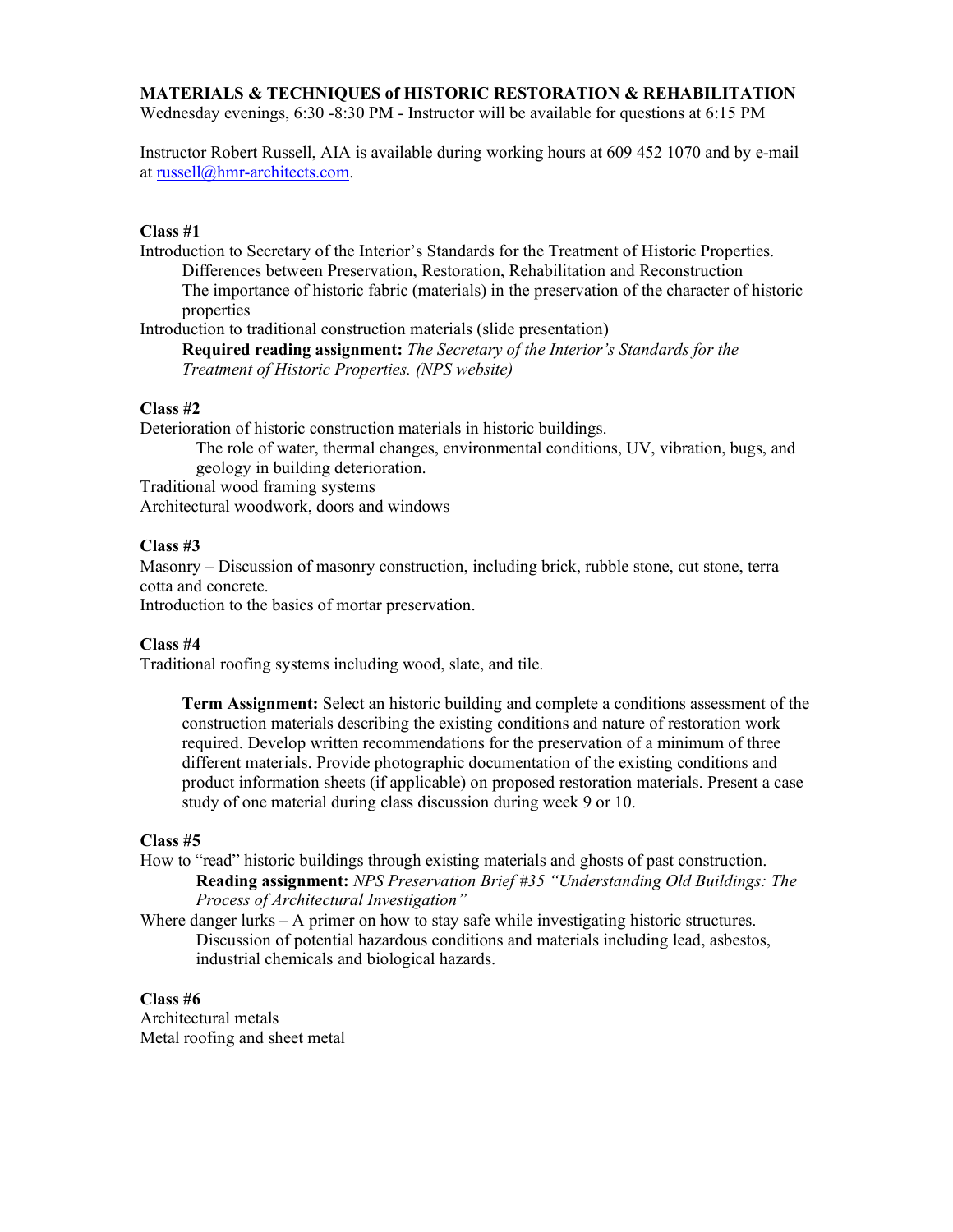**MATERIALS & TECHNIQUES of HISTORIC RESTORATION & REHABILITATION**
Wednesday evenings, 6:30 -8:30 PM - Instructor will be available for questions at 6:15 PM

Instructor Robert Russell, AIA is available during working hours at 609 452 1070 and by e-mail at [russell@hmr-architects.com](mailto:russell@hmr-architects.com).

**Class #1**

Introduction to Secretary of the Interior's Standards for the Treatment of Historic Properties.

- Differences between Preservation, Restoration, Rehabilitation and Reconstruction
- The importance of historic fabric (materials) in the preservation of the character of historic properties

Introduction to traditional construction materials (slide presentation)

- **Required reading assignment:** *The Secretary of the Interior's Standards for the Treatment of Historic Properties. (NPS website)*

**Class #2**

Deterioration of historic construction materials in historic buildings.

- The role of water, thermal changes, environmental conditions, UV, vibration, bugs, and geology in building deterioration.

Traditional wood framing systems

Architectural woodwork, doors and windows

**Class #3**

Masonry – Discussion of masonry construction, including brick, rubble stone, cut stone, terra cotta and concrete.

Introduction to the basics of mortar preservation.

**Class #4**

Traditional roofing systems including wood, slate, and tile.

> **Term Assignment:** Select an historic building and complete a conditions assessment of the construction materials describing the existing conditions and nature of restoration work required. Develop written recommendations for the preservation of a minimum of three different materials. Provide photographic documentation of the existing conditions and product information sheets (if applicable) on proposed restoration materials. Present a case study of one material during class discussion during week 9 or 10.

**Class #5**

How to "read" historic buildings through existing materials and ghosts of past construction.

- **Reading assignment:** *NPS Preservation Brief #35 "Understanding Old Buildings: The Process of Architectural Investigation"*

Where danger lurks – A primer on how to stay safe while investigating historic structures.

- Discussion of potential hazardous conditions and materials including lead, asbestos, industrial chemicals and biological hazards.

**Class #6**

Architectural metals

Metal roofing and sheet metal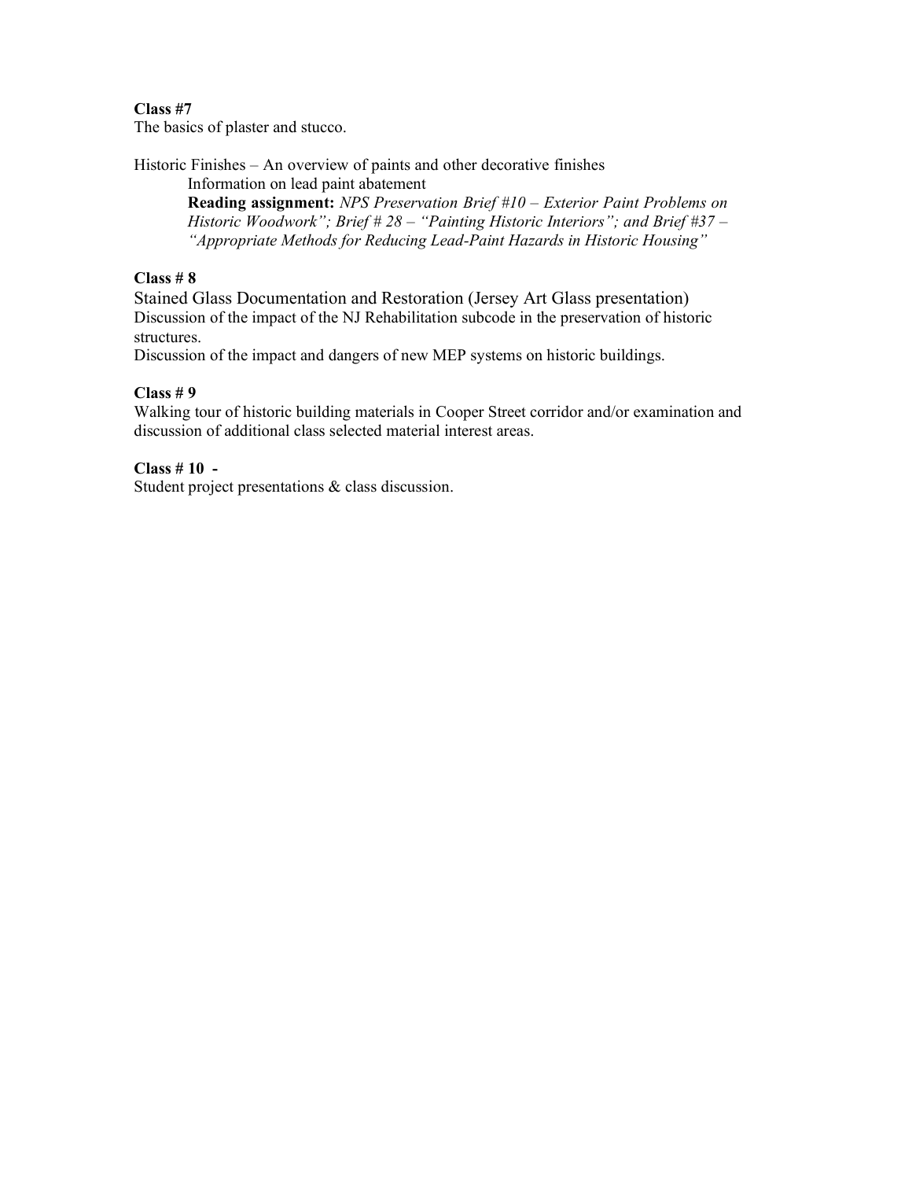**Class #7**

The basics of plaster and stucco.

Historic Finishes – An overview of paints and other decorative finishes

Information on lead paint abatement

**Reading assignment:** *NPS Preservation Brief #10 – Exterior Paint Problems on Historic Woodwork"; Brief # 28 – "Painting Historic Interiors"; and Brief #37 – "Appropriate Methods for Reducing Lead-Paint Hazards in Historic Housing"*

**Class # 8**

Stained Glass Documentation and Restoration (Jersey Art Glass presentation)

Discussion of the impact of the NJ Rehabilitation subcode in the preservation of historic structures.

Discussion of the impact and dangers of new MEP systems on historic buildings.

**Class # 9**

Walking tour of historic building materials in Cooper Street corridor and/or examination and discussion of additional class selected material interest areas.

**Class # 10 -**

Student project presentations & class discussion.